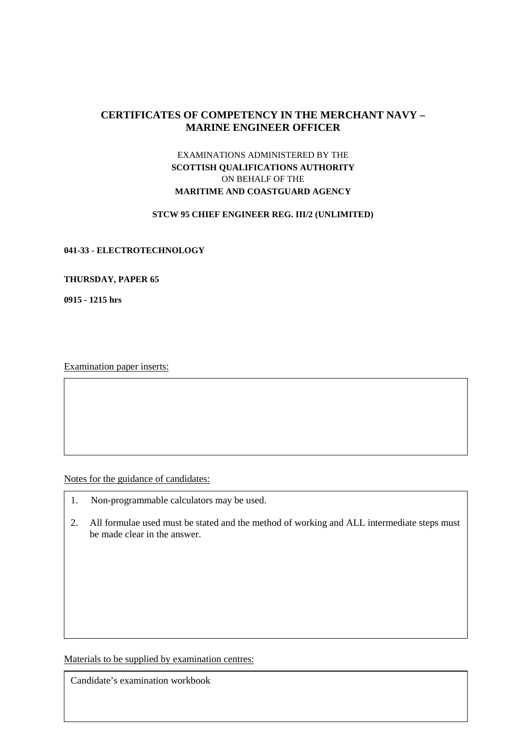# CERTIFICATES OF COMPETENCY IN THE MERCHANT NAVY – MARINE ENGINEER OFFICER

EXAMINATIONS ADMINISTERED BY THE
**SCOTTISH QUALIFICATIONS AUTHORITY**
ON BEHALF OF THE
**MARITIME AND COASTGUARD AGENCY**

**STCW 95 CHIEF ENGINEER REG. III/2 (UNLIMITED)**

**041-33 - ELECTROTECHNOLOGY**

**THURSDAY, PAPER 65**

**0915 - 1215 hrs**

Examination paper inserts:

Notes for the guidance of candidates:

1. Non-programmable calculators may be used.
2. All formulae used must be stated and the method of working and ALL intermediate steps must be made clear in the answer.

Materials to be supplied by examination centres:

Candidate's examination workbook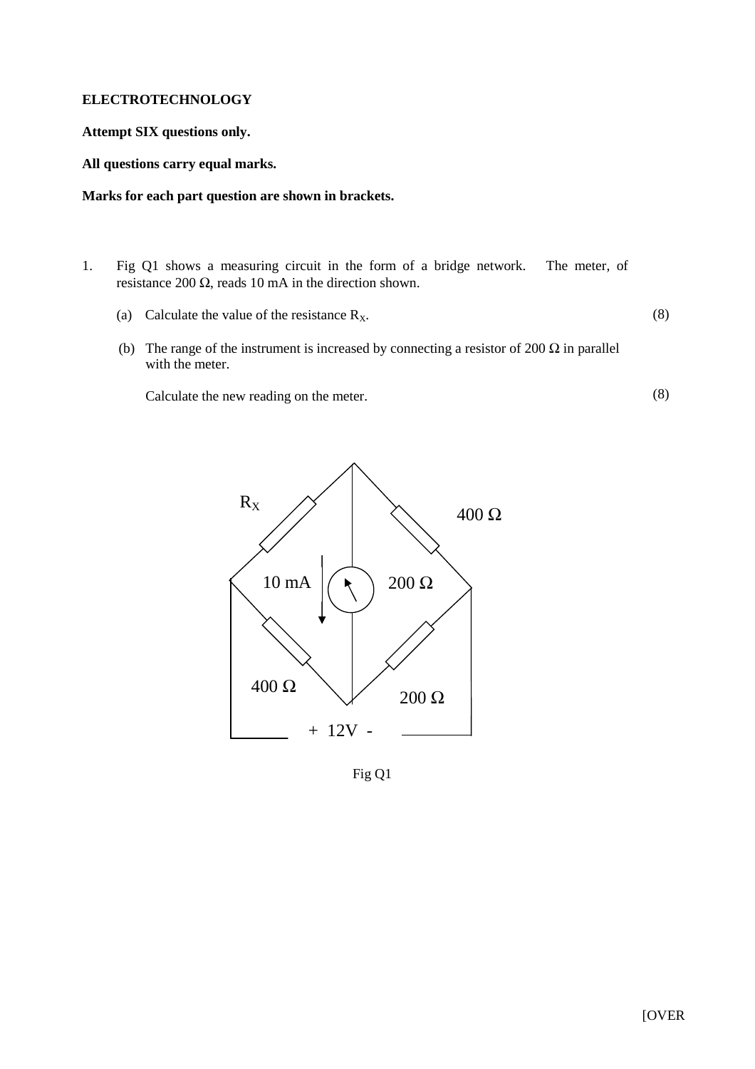**ELECTROTECHNOLOGY**

**Attempt SIX questions only.**

**All questions carry equal marks.**

**Marks for each part question are shown in brackets.**

1. Fig Q1 shows a measuring circuit in the form of a bridge network. The meter, of resistance 200 Ω, reads 10 mA in the direction shown.

   (a) Calculate the value of the resistance $R_X$. (8)

   (b) The range of the instrument is increased by connecting a resistor of 200 Ω in parallel with the meter.

   Calculate the new reading on the meter. (8)

$R_X$ 400 Ω 10 mA 200 Ω 400 Ω 200 Ω + 12V -

Fig Q1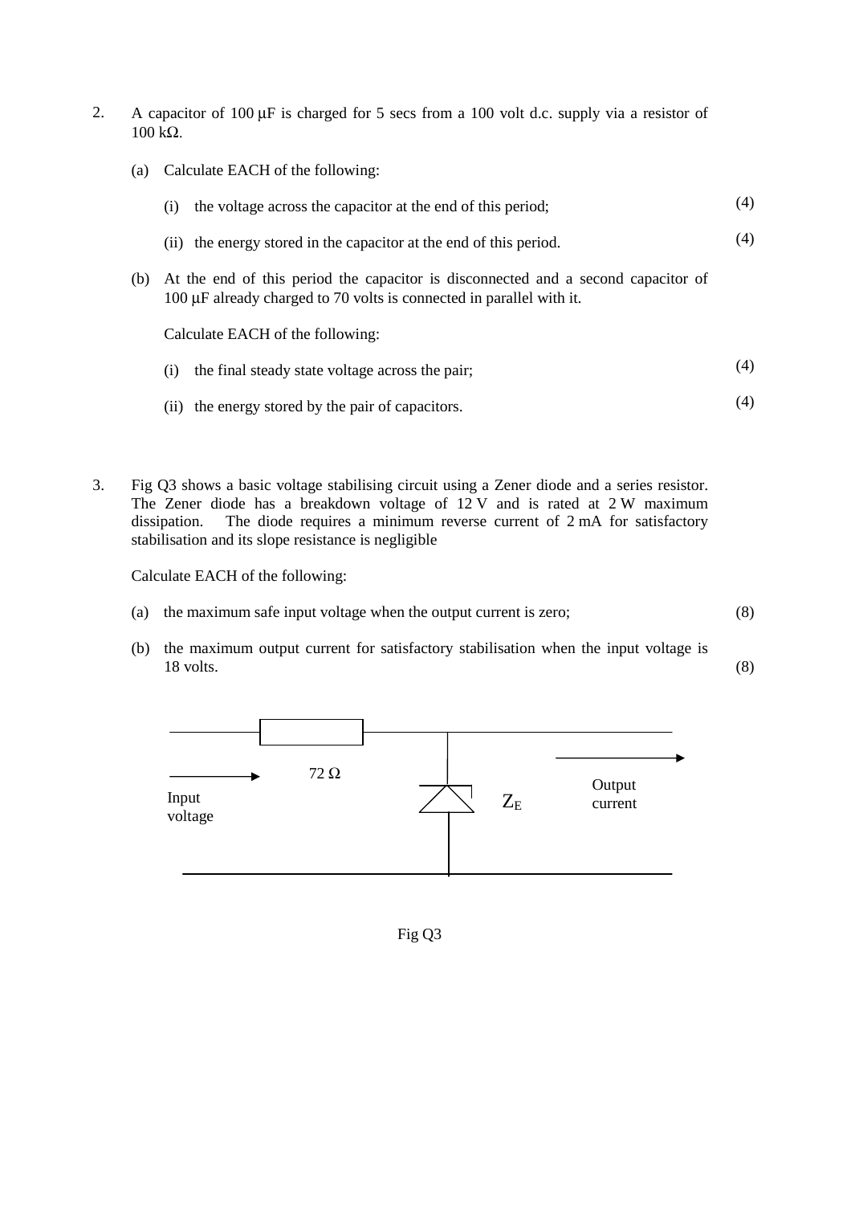2. A capacitor of 100 μF is charged for 5 secs from a 100 volt d.c. supply via a resistor of 100 kΩ.

   (a) Calculate EACH of the following:

      (i) the voltage across the capacitor at the end of this period; (4)

      (ii) the energy stored in the capacitor at the end of this period. (4)

   (b) At the end of this period the capacitor is disconnected and a second capacitor of 100 μF already charged to 70 volts is connected in parallel with it.

      Calculate EACH of the following:

      (i) the final steady state voltage across the pair; (4)

      (ii) the energy stored by the pair of capacitors. (4)

3. Fig Q3 shows a basic voltage stabilising circuit using a Zener diode and a series resistor. The Zener diode has a breakdown voltage of 12 V and is rated at 2 W maximum dissipation. The diode requires a minimum reverse current of 2 mA for satisfactory stabilisation and its slope resistance is negligible

   Calculate EACH of the following:

   (a) the maximum safe input voltage when the output current is zero; (8)

   (b) the maximum output current for satisfactory stabilisation when the input voltage is 18 volts. (8)

72 Ω

Input voltage

$Z_E$

Output current

Fig Q3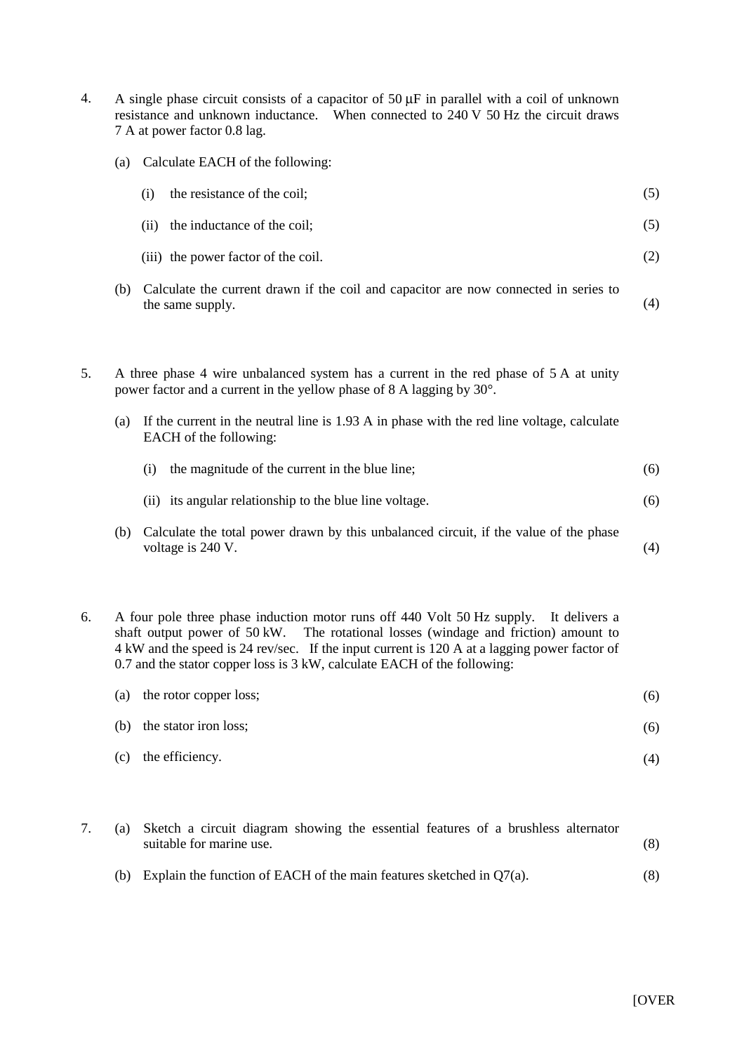4. A single phase circuit consists of a capacitor of 50 μF in parallel with a coil of unknown resistance and unknown inductance. When connected to 240 V 50 Hz the circuit draws 7 A at power factor 0.8 lag.

   (a) Calculate EACH of the following:

   (i) the resistance of the coil; (5)

   (ii) the inductance of the coil; (5)

   (iii) the power factor of the coil. (2)

   (b) Calculate the current drawn if the coil and capacitor are now connected in series to the same supply. (4)

5. A three phase 4 wire unbalanced system has a current in the red phase of 5 A at unity power factor and a current in the yellow phase of 8 A lagging by 30°.

   (a) If the current in the neutral line is 1.93 A in phase with the red line voltage, calculate EACH of the following:

   (i) the magnitude of the current in the blue line; (6)

   (ii) its angular relationship to the blue line voltage. (6)

   (b) Calculate the total power drawn by this unbalanced circuit, if the value of the phase voltage is 240 V. (4)

6. A four pole three phase induction motor runs off 440 Volt 50 Hz supply. It delivers a shaft output power of 50 kW. The rotational losses (windage and friction) amount to 4 kW and the speed is 24 rev/sec. If the input current is 120 A at a lagging power factor of 0.7 and the stator copper loss is 3 kW, calculate EACH of the following:

   (a) the rotor copper loss; (6)

   (b) the stator iron loss; (6)

   (c) the efficiency. (4)

7. (a) Sketch a circuit diagram showing the essential features of a brushless alternator suitable for marine use. (8)

   (b) Explain the function of EACH of the main features sketched in Q7(a). (8)

[OVER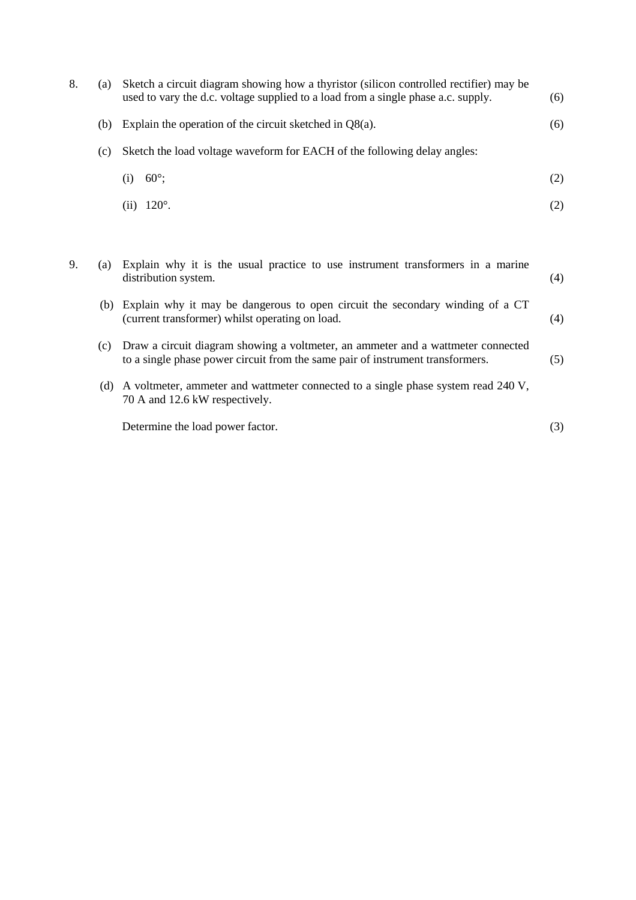8. (a) Sketch a circuit diagram showing how a thyristor (silicon controlled rectifier) may be used to vary the d.c. voltage supplied to a load from a single phase a.c. supply. (6)

   (b) Explain the operation of the circuit sketched in Q8(a). (6)

   (c) Sketch the load voltage waveform for EACH of the following delay angles:

   (i) 60°; (2)

   (ii) 120°. (2)

9. (a) Explain why it is the usual practice to use instrument transformers in a marine distribution system. (4)

   (b) Explain why it may be dangerous to open circuit the secondary winding of a CT (current transformer) whilst operating on load. (4)

   (c) Draw a circuit diagram showing a voltmeter, an ammeter and a wattmeter connected to a single phase power circuit from the same pair of instrument transformers. (5)

   (d) A voltmeter, ammeter and wattmeter connected to a single phase system read 240 V, 70 A and 12.6 kW respectively.

   Determine the load power factor. (3)